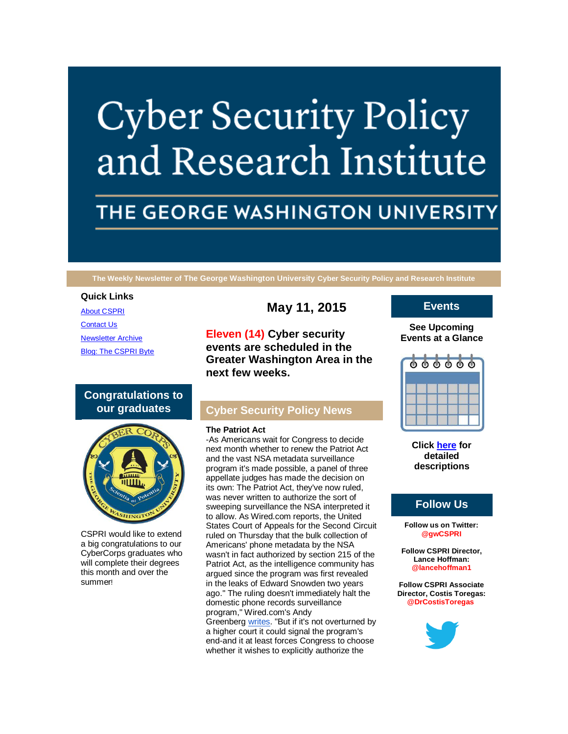# Cyber Security Policy and Research Institute

## THE GEORGE WASHINGTON UNIVERSITY

**The Weekly Newsletter of The George Washington University Cyber Security Policy and Research Institute**

**Quick Links**

[About CSPRI](#)

[Contact Us](#)

[Newsletter Archive](#)

[Blog: The CSPRI Byte](#)

## Congratulations to our graduates

CSPRI would like to extend a big congratulations to our CyberCorps graduates who will complete their degrees this month and over the summer!

## May 11, 2015

### Eleven (14) Cyber security events are scheduled in the Greater Washington Area in the next few weeks.

## Cyber Security Policy News

**The Patriot Act**

-As Americans wait for Congress to decide next month whether to renew the Patriot Act and the vast NSA metadata surveillance program it's made possible, a panel of three appellate judges has made the decision on its own: The Patriot Act, they've now ruled, was never written to authorize the sort of sweeping surveillance the NSA interpreted it to allow. As Wired.com reports, the United States Court of Appeals for the Second Circuit ruled on Thursday that the bulk collection of Americans' phone metadata by the NSA wasn't in fact authorized by section 215 of the Patriot Act, as the intelligence community has argued since the program was first revealed in the leaks of Edward Snowden two years ago." The ruling doesn't immediately halt the domestic phone records surveillance program," Wired.com's Andy Greenberg [writes](#). "But if it's not overturned by a higher court it could signal the program's end-and it at least forces Congress to choose whether it wishes to explicitly authorize the

## Events

**See Upcoming Events at a Glance**

**Click [here](#) for detailed descriptions**

## Follow Us

**Follow us on Twitter: @gwCSPRI**

**Follow CSPRI Director, Lance Hoffman: @lancehoffman1**

**Follow CSPRI Associate Director, Costis Toregas: @DrCostisToregas**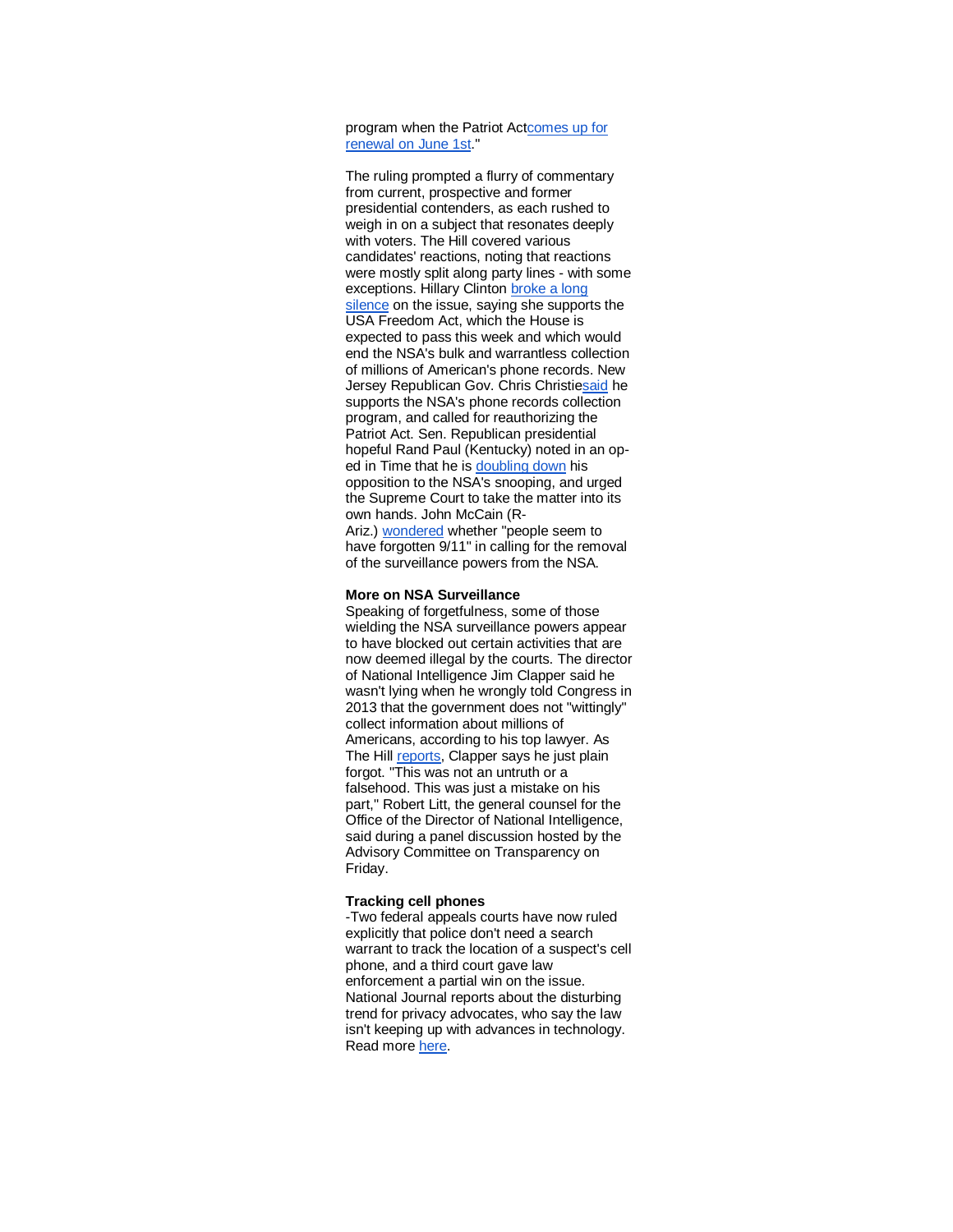program when the Patriot Actcomes up for renewal on June 1st."

The ruling prompted a flurry of commentary from current, prospective and former presidential contenders, as each rushed to weigh in on a subject that resonates deeply with voters. The Hill covered various candidates' reactions, noting that reactions were mostly split along party lines - with some exceptions. Hillary Clinton broke a long silence on the issue, saying she supports the USA Freedom Act, which the House is expected to pass this week and which would end the NSA's bulk and warrantless collection of millions of American's phone records. New Jersey Republican Gov. Chris Christiesaid he supports the NSA's phone records collection program, and called for reauthorizing the Patriot Act. Sen. Republican presidential hopeful Rand Paul (Kentucky) noted in an op-ed in Time that he is doubling down his opposition to the NSA's snooping, and urged the Supreme Court to take the matter into its own hands. John McCain (R-Ariz.) wondered whether "people seem to have forgotten 9/11" in calling for the removal of the surveillance powers from the NSA.

**More on NSA Surveillance**
Speaking of forgetfulness, some of those wielding the NSA surveillance powers appear to have blocked out certain activities that are now deemed illegal by the courts. The director of National Intelligence Jim Clapper said he wasn't lying when he wrongly told Congress in 2013 that the government does not "wittingly" collect information about millions of Americans, according to his top lawyer. As The Hill reports, Clapper says he just plain forgot. "This was not an untruth or a falsehood. This was just a mistake on his part," Robert Litt, the general counsel for the Office of the Director of National Intelligence, said during a panel discussion hosted by the Advisory Committee on Transparency on Friday.

**Tracking cell phones**
-Two federal appeals courts have now ruled explicitly that police don't need a search warrant to track the location of a suspect's cell phone, and a third court gave law enforcement a partial win on the issue. National Journal reports about the disturbing trend for privacy advocates, who say the law isn't keeping up with advances in technology. Read more here.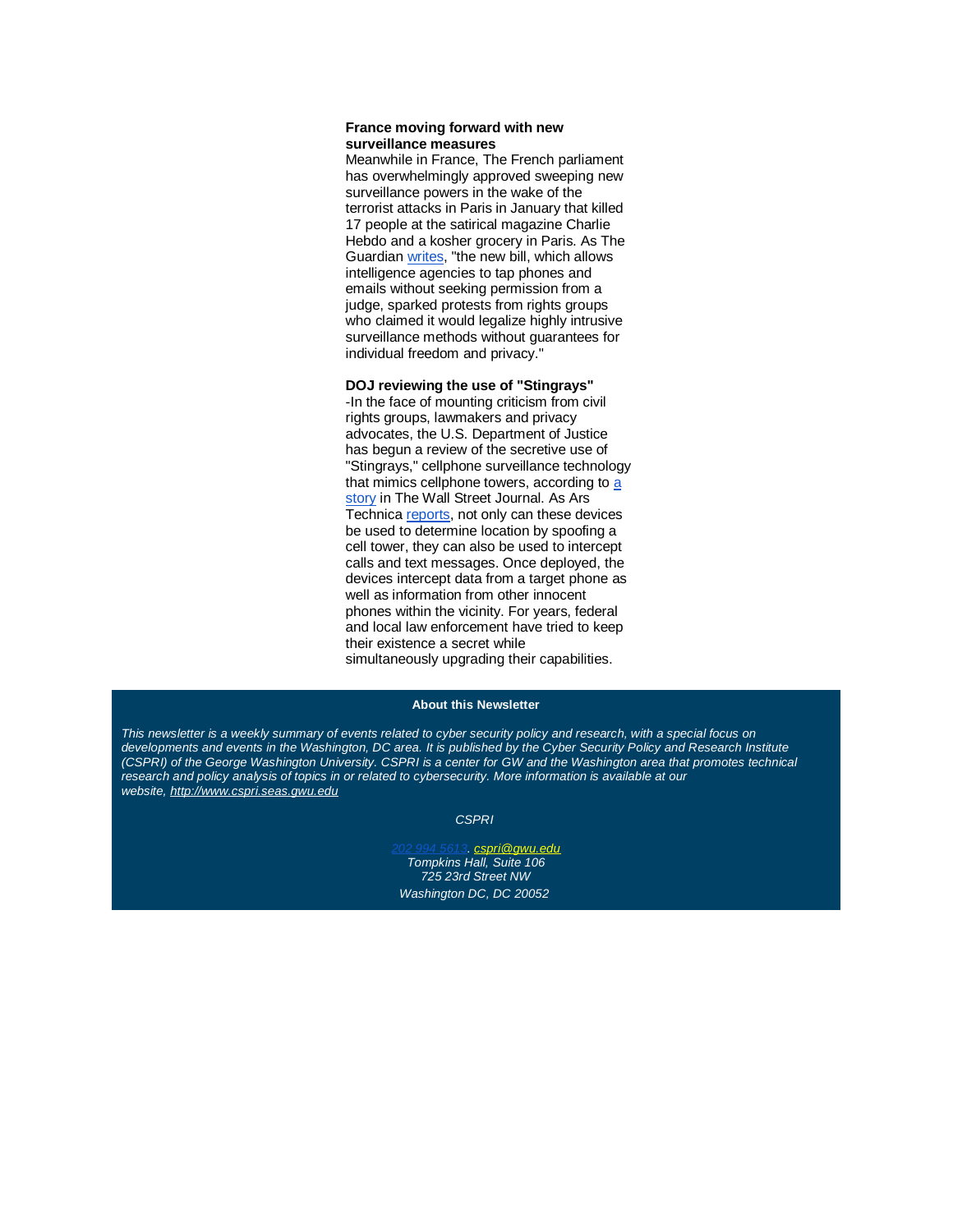**France moving forward with new surveillance measures**

Meanwhile in France, The French parliament has overwhelmingly approved sweeping new surveillance powers in the wake of the terrorist attacks in Paris in January that killed 17 people at the satirical magazine Charlie Hebdo and a kosher grocery in Paris. As The Guardian writes, "the new bill, which allows intelligence agencies to tap phones and emails without seeking permission from a judge, sparked protests from rights groups who claimed it would legalize highly intrusive surveillance methods without guarantees for individual freedom and privacy."

**DOJ reviewing the use of "Stingrays"**

-In the face of mounting criticism from civil rights groups, lawmakers and privacy advocates, the U.S. Department of Justice has begun a review of the secretive use of "Stingrays," cellphone surveillance technology that mimics cellphone towers, according to a story in The Wall Street Journal. As Ars Technica reports, not only can these devices be used to determine location by spoofing a cell tower, they can also be used to intercept calls and text messages. Once deployed, the devices intercept data from a target phone as well as information from other innocent phones within the vicinity. For years, federal and local law enforcement have tried to keep their existence a secret while simultaneously upgrading their capabilities.

**About this Newsletter**

*This newsletter is a weekly summary of events related to cyber security policy and research, with a special focus on developments and events in the Washington, DC area. It is published by the Cyber Security Policy and Research Institute (CSPRI) of the George Washington University. CSPRI is a center for GW and the Washington area that promotes technical research and policy analysis of topics in or related to cybersecurity. More information is available at our website, http://www.cspri.seas.gwu.edu*

*CSPRI*

*202 994 5613, cspri@gwu.edu*
*Tompkins Hall, Suite 106*
*725 23rd Street NW*
*Washington DC, DC 20052*